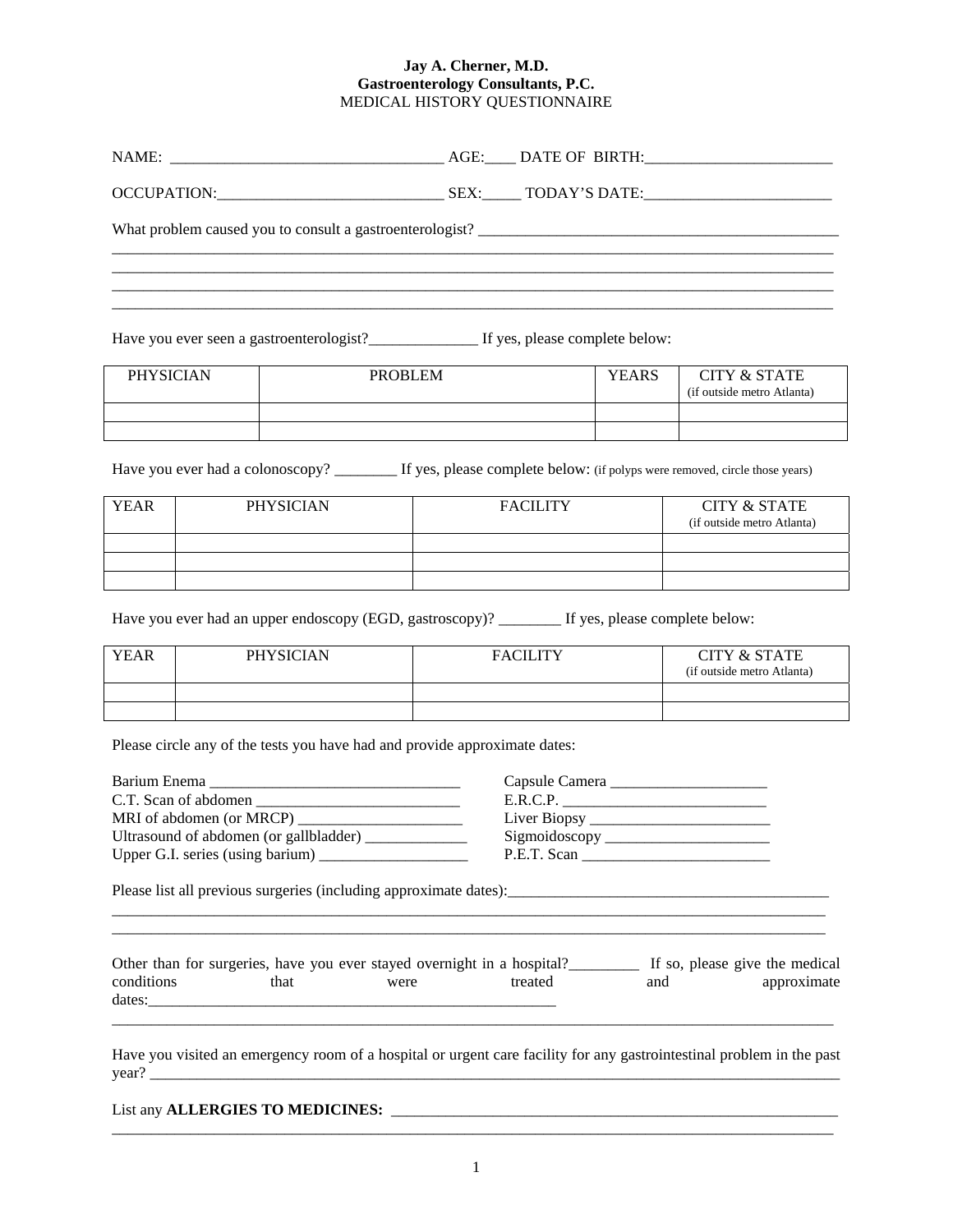**Jay A. Cherner, M.D.**
**Gastroenterology Consultants, P.C.**
MEDICAL HISTORY QUESTIONNAIRE

NAME: __________________________________ AGE:____ DATE OF BIRTH:_______________________

OCCUPATION:____________________________ SEX:_____ TODAY'S DATE:_______________________

What problem caused you to consult a gastroenterologist? ______________________________________________
_____________________________________________________________________________________________
_____________________________________________________________________________________________
_____________________________________________________________________________________________
_____________________________________________________________________________________________

Have you ever seen a gastroenterologist?_____________ If yes, please complete below:

| PHYSICIAN | PROBLEM | YEARS | CITY & STATE (if outside metro Atlanta) |
|---|---|---|---|
| | | | |
| | | | |

Have you ever had a colonoscopy? ________ If yes, please complete below: (if polyps were removed, circle those years)

| YEAR | PHYSICIAN | FACILITY | CITY & STATE (if outside metro Atlanta) |
|---|---|---|---|
| | | | |
| | | | |
| | | | |

Have you ever had an upper endoscopy (EGD, gastroscopy)? ________ If yes, please complete below:

| YEAR | PHYSICIAN | FACILITY | CITY & STATE (if outside metro Atlanta) |
|---|---|---|---|
| | | | |
| | | | |

Please circle any of the tests you have had and provide approximate dates:

Barium Enema ________________________________
C.T. Scan of abdomen __________________________
MRI of abdomen (or MRCP) _____________________
Ultrasound of abdomen (or gallbladder) _____________
Upper G.I. series (using barium) ___________________
Capsule Camera ____________________
E.R.C.P. _________________________
Liver Biopsy _______________________
Sigmoidoscopy _____________________
P.E.T. Scan ________________________

Please list all previous surgeries (including approximate dates):_________________________________________
_____________________________________________________________________________________________
_____________________________________________________________________________________________

Other than for surgeries, have you ever stayed overnight in a hospital?_________ If so, please give the medical conditions that were treated and approximate dates:_____________________________________________________
_____________________________________________________________________________________________

Have you visited an emergency room of a hospital or urgent care facility for any gastrointestinal problem in the past year? ________________________________________________________________________________________

List any **ALLERGIES TO MEDICINES:** ____________________________________________________________
_____________________________________________________________________________________________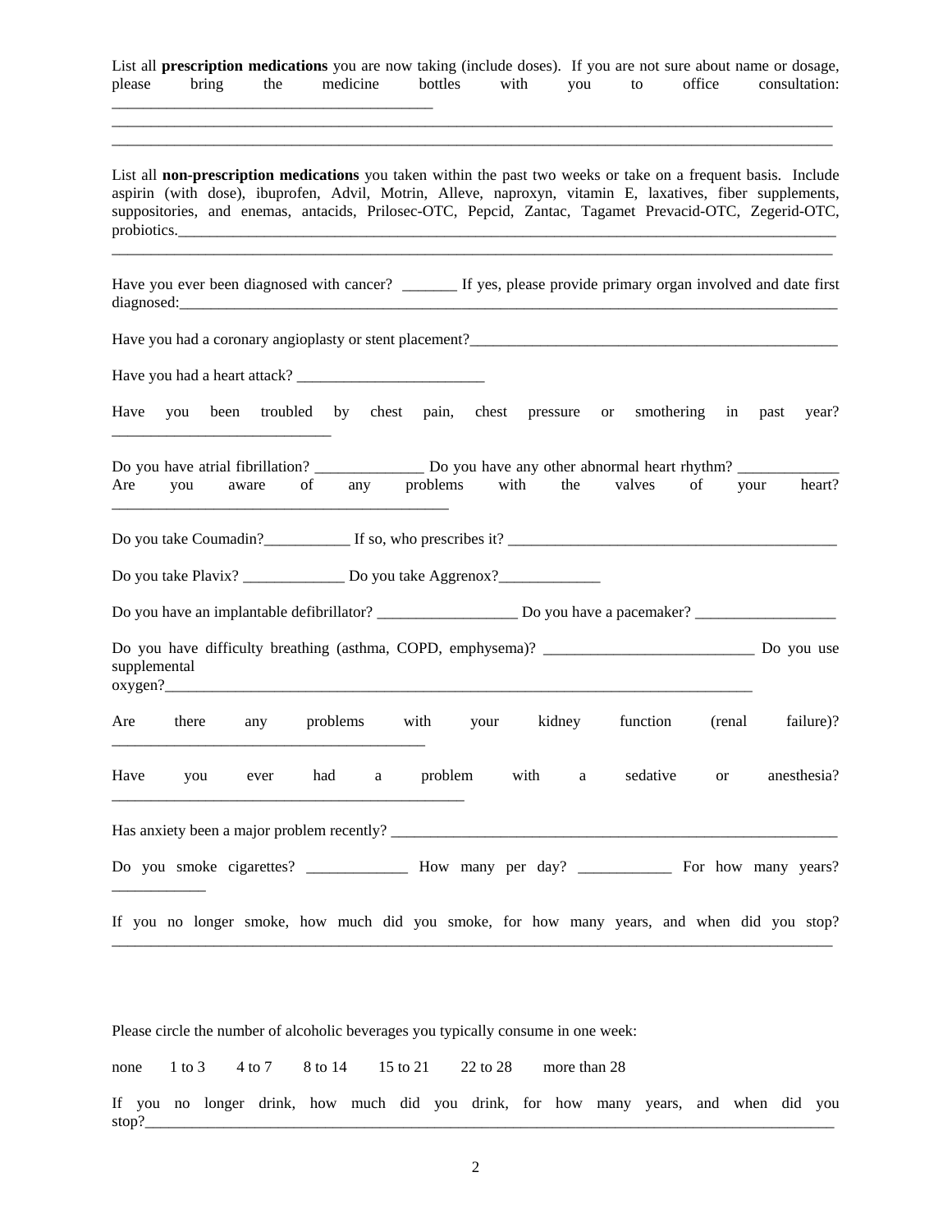List all **prescription medications** you are now taking (include doses). If you are not sure about name or dosage, please bring the medicine bottles with you to office consultation: ________________________________________

____________________________________________________________________________________________

____________________________________________________________________________________________

List all **non-prescription medications** you taken within the past two weeks or take on a frequent basis. Include aspirin (with dose), ibuprofen, Advil, Motrin, Alleve, naproxyn, vitamin E, laxatives, fiber supplements, suppositories, and enemas, antacids, Prilosec-OTC, Pepcid, Zantac, Tagamet Prevacid-OTC, Zegerid-OTC, probiotics.___________________________________________________________________________________

____________________________________________________________________________________________

Have you ever been diagnosed with cancer? _______ If yes, please provide primary organ involved and date first diagnosed:___________________________________________________________________________________

Have you had a coronary angioplasty or stent placement?_______________________________________________

Have you had a heart attack? ________________________

Have you been troubled by chest pain, chest pressure or smothering in past year? ___________________________

Do you have atrial fibrillation? ______________ Do you have any other abnormal heart rhythm? _____________

Are you aware of any problems with the valves of your heart? __________________________________________

Do you take Coumadin?___________ If so, who prescribes it? __________________________________________

Do you take Plavix? _____________ Do you take Aggrenox?_____________

Do you have an implantable defibrillator? __________________ Do you have a pacemaker? __________________

Do you have difficulty breathing (asthma, COPD, emphysema)? ___________________________ Do you use supplemental oxygen?_________________________________________________________________________

Are there any problems with your kidney function (renal failure)? _______________________________________

Have you ever had a problem with a sedative or anesthesia? _____________________________________________

Has anxiety been a major problem recently? ________________________________________________________

Do you smoke cigarettes? _____________ How many per day? ____________ For how many years? ____________

If you no longer smoke, how much did you smoke, for how many years, and when did you stop? ____________________________________________________________________________________________

Please circle the number of alcoholic beverages you typically consume in one week:

none 1 to 3 4 to 7 8 to 14 15 to 21 22 to 28 more than 28

If you no longer drink, how much did you drink, for how many years, and when did you stop?__________________________________________________________________________________________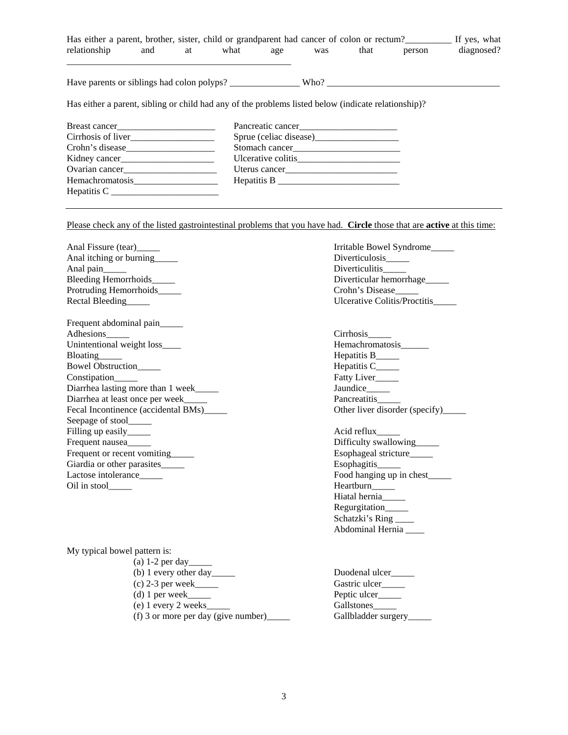Has either a parent, brother, sister, child or grandparent had cancer of colon or rectum?__________ If yes, what relationship and at what age was that person diagnosed? __________________________________________________

Have parents or siblings had colon polyps? _______________ Who? ______________________________________

Has either a parent, sibling or child had any of the problems listed below (indicate relationship)?

Breast cancer_____________________
Cirrhosis of liver__________________
Crohn's disease___________________
Kidney cancer____________________
Ovarian cancer____________________
Hemachromatosis__________________
Hepatitis C ________________________

Pancreatic cancer_____________________
Sprue (celiac disease)__________________
Stomach cancer_______________________
Ulcerative colitis______________________
Uterus cancer_________________________
Hepatitis B ___________________________

---

Please check any of the listed gastrointestinal problems that you have had. **Circle** those that are **active** at this time:

Anal Fissure (tear)_____
Anal itching or burning_____
Anal pain_____
Bleeding Hemorrhoids_____
Protruding Hemorrhoids_____
Rectal Bleeding_____

Irritable Bowel Syndrome_____
Diverticulosis_____
Diverticulitis_____
Diverticular hemorrhage_____
Crohn's Disease_____
Ulcerative Colitis/Proctitis_____

Frequent abdominal pain_____
Adhesions_____
Unintentional weight loss____
Bloating_____
Bowel Obstruction_____
Constipation_____
Diarrhea lasting more than 1 week_____
Diarrhea at least once per week_____
Fecal Incontinence (accidental BMs)_____
Seepage of stool_____
Filling up easily_____
Frequent nausea_____
Frequent or recent vomiting_____
Giardia or other parasites_____
Lactose intolerance_____
Oil in stool_____

Cirrhosis_____
Hemachromatosis______
Hepatitis B_____
Hepatitis C_____
Fatty Liver_____
Jaundice_____
Pancreatitis_____
Other liver disorder (specify)_____

Acid reflux_____
Difficulty swallowing_____
Esophageal stricture_____
Esophagitis_____
Food hanging up in chest_____
Heartburn_____
Hiatal hernia_____
Regurgitation_____
Schatzki's Ring ____
Abdominal Hernia ____

My typical bowel pattern is:

(a) 1-2 per day_____
(b) 1 every other day_____
(c) 2-3 per week_____
(d) 1 per week_____
(e) 1 every 2 weeks_____
(f) 3 or more per day (give number)_____

Duodenal ulcer_____
Gastric ulcer_____
Peptic ulcer_____
Gallstones_____
Gallbladder surgery_____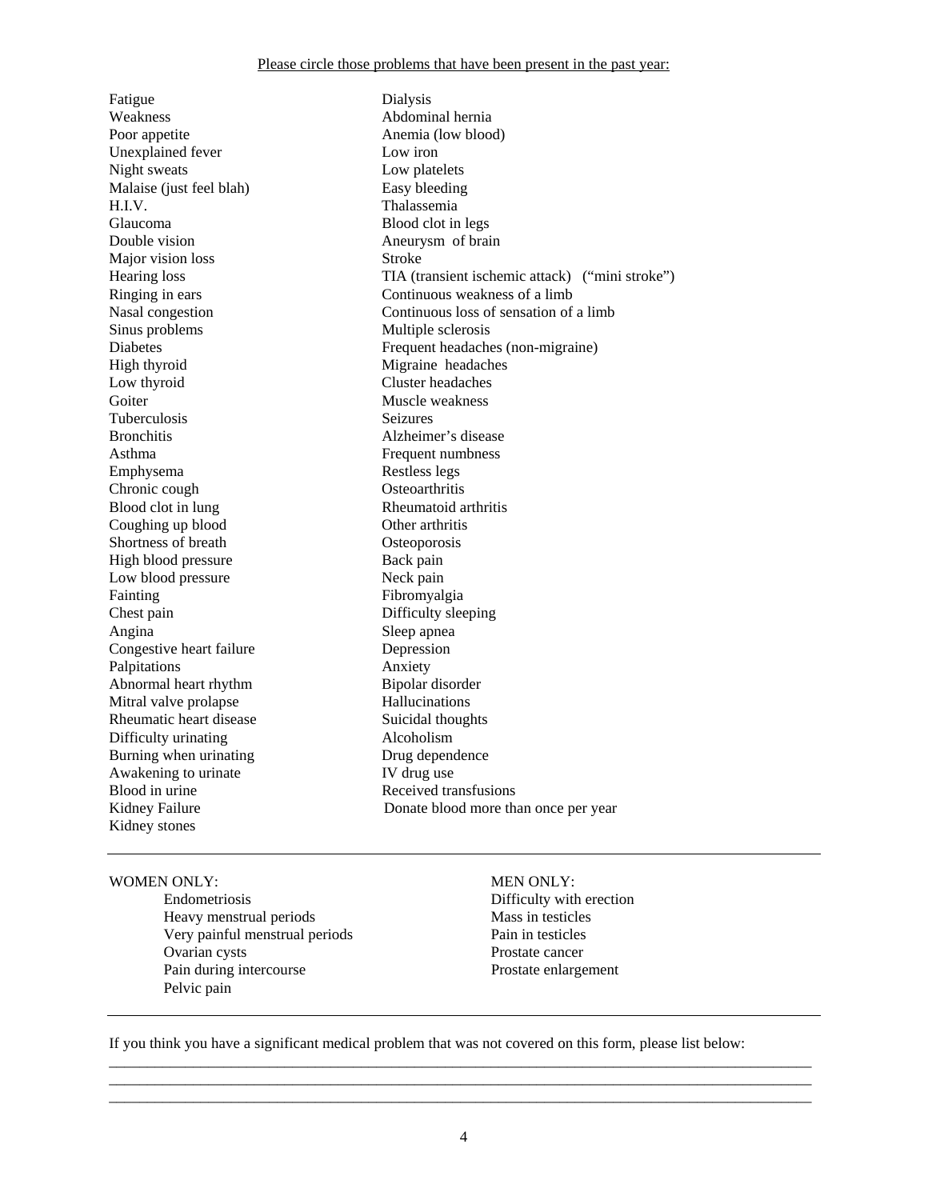Please circle those problems that have been present in the past year:

Fatigue
Weakness
Poor appetite
Unexplained fever
Night sweats
Malaise (just feel blah)
H.I.V.
Glaucoma
Double vision
Major vision loss
Hearing loss
Ringing in ears
Nasal congestion
Sinus problems
Diabetes
High thyroid
Low thyroid
Goiter
Tuberculosis
Bronchitis
Asthma
Emphysema
Chronic cough
Blood clot in lung
Coughing up blood
Shortness of breath
High blood pressure
Low blood pressure
Fainting
Chest pain
Angina
Congestive heart failure
Palpitations
Abnormal heart rhythm
Mitral valve prolapse
Rheumatic heart disease
Difficulty urinating
Burning when urinating
Awakening to urinate
Blood in urine
Kidney Failure
Kidney stones
Dialysis
Abdominal hernia
Anemia (low blood)
Low iron
Low platelets
Easy bleeding
Thalassemia
Blood clot in legs
Aneurysm of brain
Stroke
TIA (transient ischemic attack) ("mini stroke")
Continuous weakness of a limb
Continuous loss of sensation of a limb
Multiple sclerosis
Frequent headaches (non-migraine)
Migraine headaches
Cluster headaches
Muscle weakness
Seizures
Alzheimer's disease
Frequent numbness
Restless legs
Osteoarthritis
Rheumatoid arthritis
Other arthritis
Osteoporosis
Back pain
Neck pain
Fibromyalgia
Difficulty sleeping
Sleep apnea
Depression
Anxiety
Bipolar disorder
Hallucinations
Suicidal thoughts
Alcoholism
Drug dependence
IV drug use
Received transfusions
Donate blood more than once per year

---

WOMEN ONLY:
- Endometriosis
- Heavy menstrual periods
- Very painful menstrual periods
- Ovarian cysts
- Pain during intercourse
- Pelvic pain

MEN ONLY:
- Difficulty with erection
- Mass in testicles
- Pain in testicles
- Prostate cancer
- Prostate enlargement

---

If you think you have a significant medical problem that was not covered on this form, please list below:

______________________________________________________________________________
______________________________________________________________________________
______________________________________________________________________________